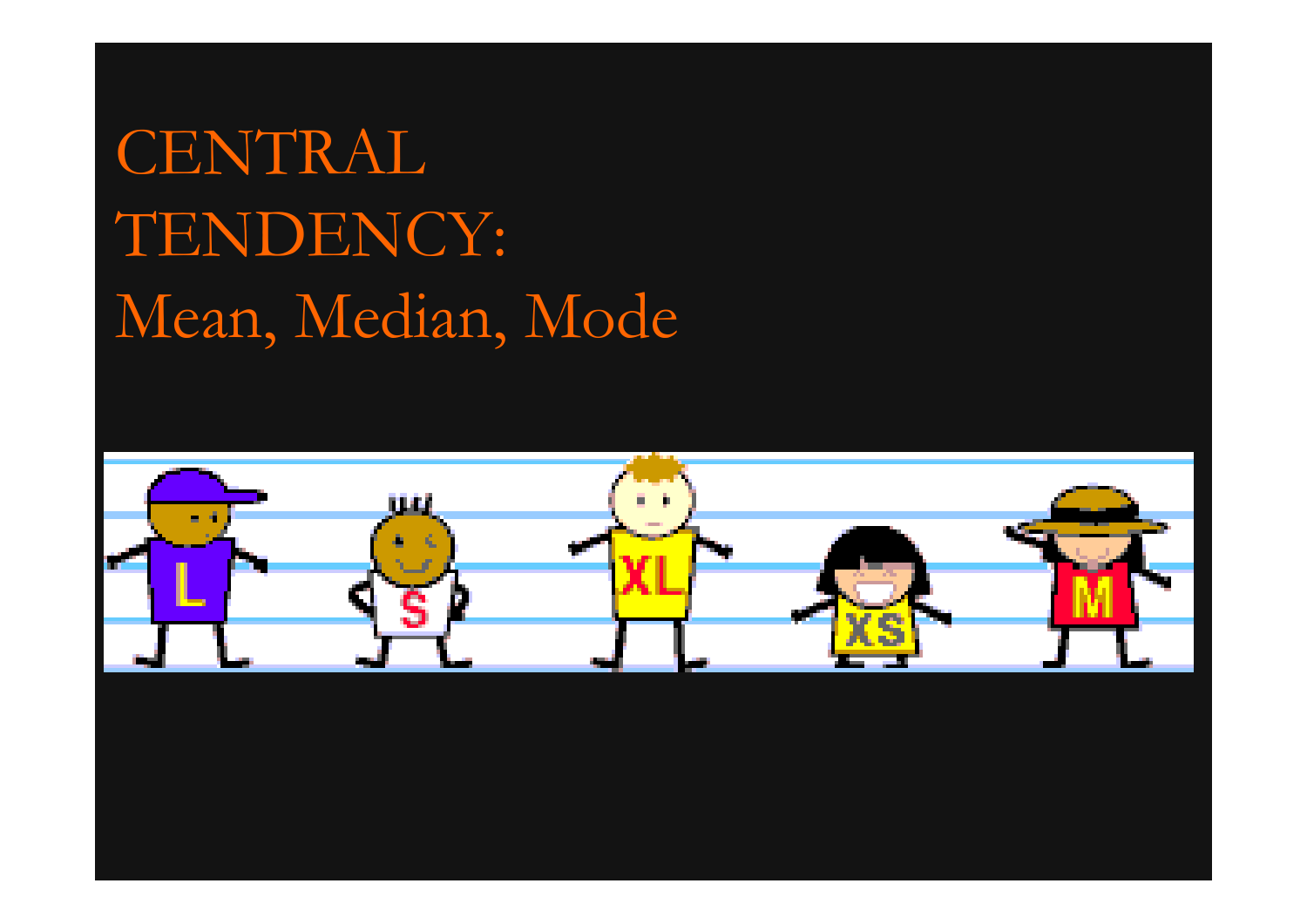# CENTRAL TENDENCY: Mean, Median, Mode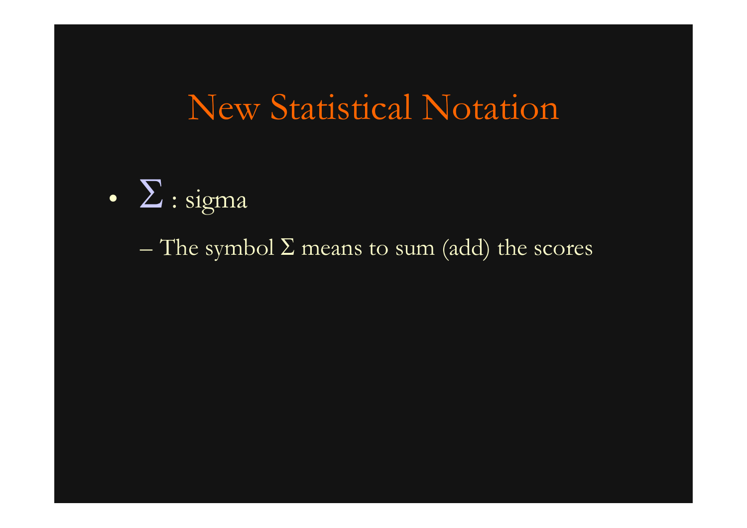# New Statistical Notation

- $\Sigma$ : sigma
  - The symbol $\Sigma$ means to sum (add) the scores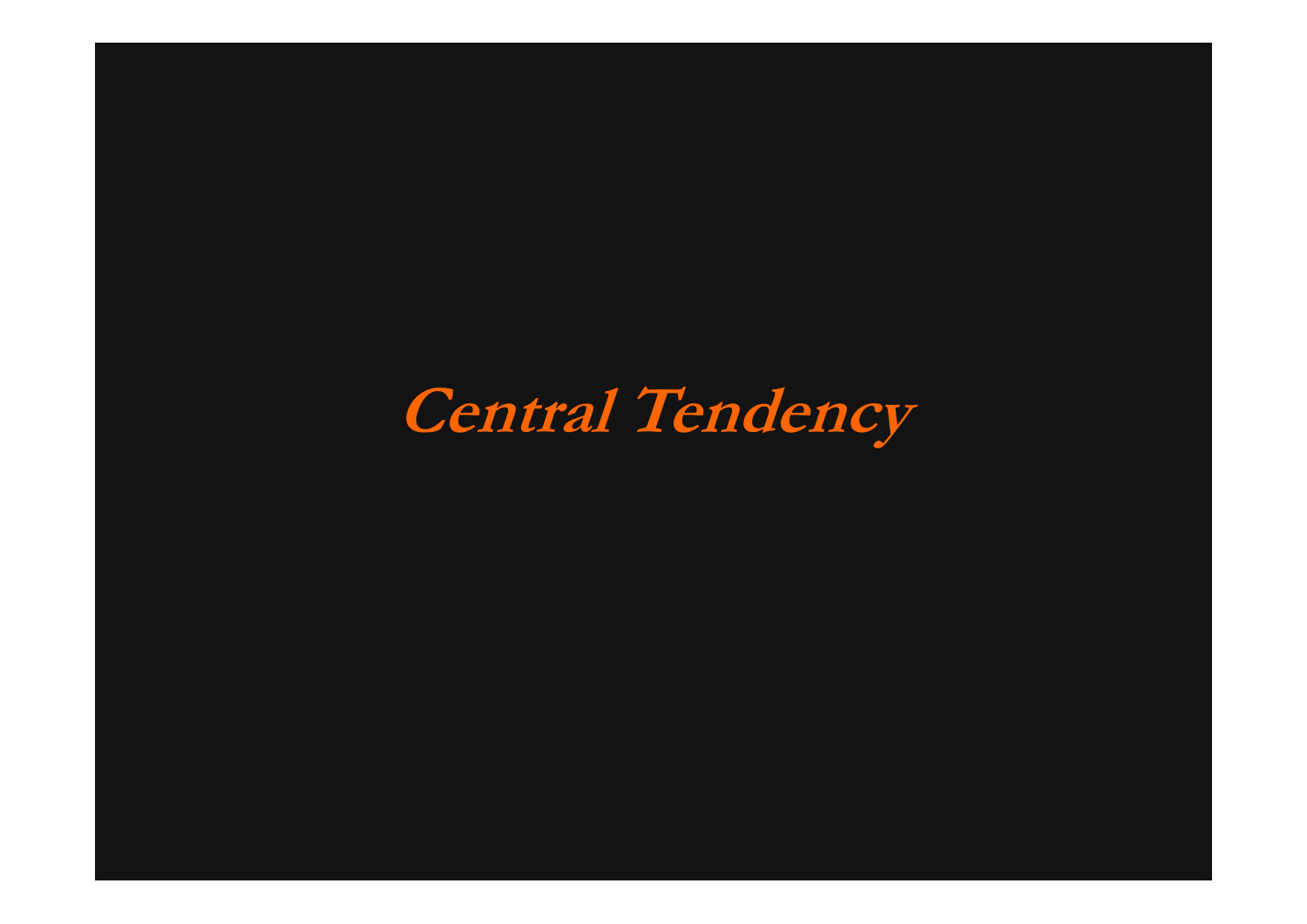# *Central Tendency*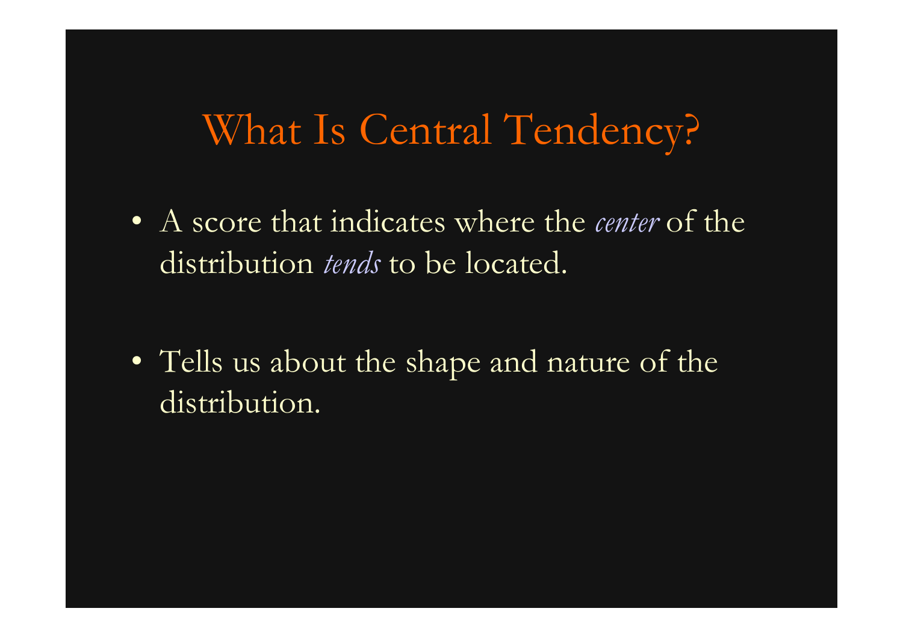# What Is Central Tendency?

- A score that indicates where the *center* of the distribution *tends* to be located.

- Tells us about the shape and nature of the distribution.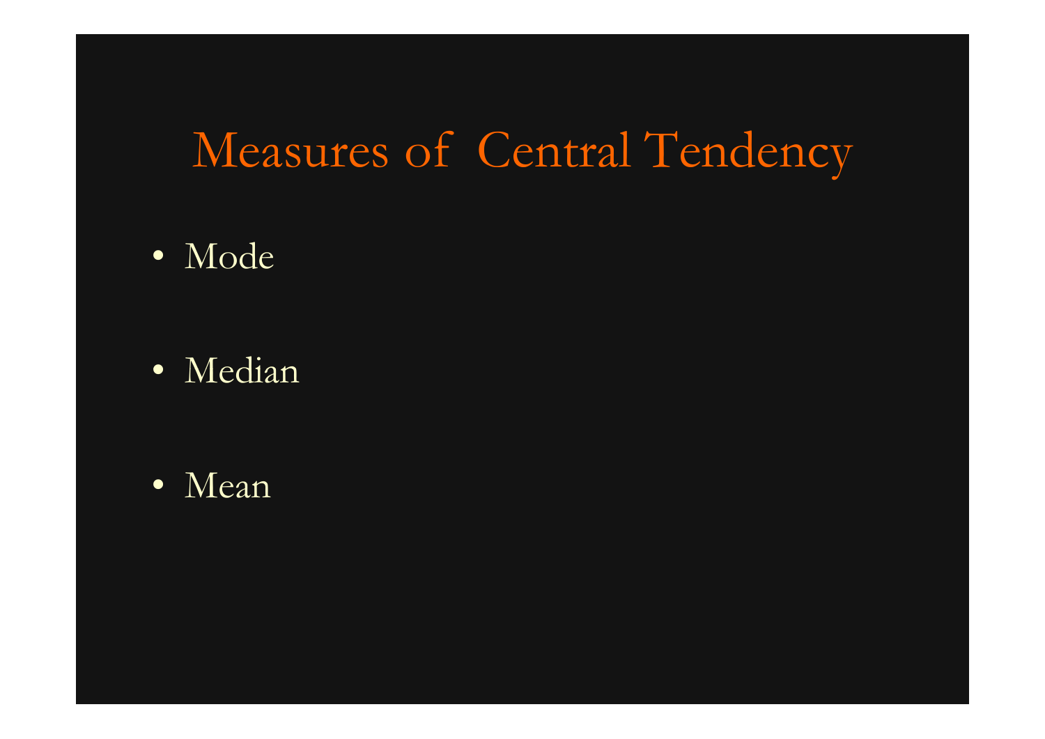# Measures of Central Tendency

- Mode
- Median
- Mean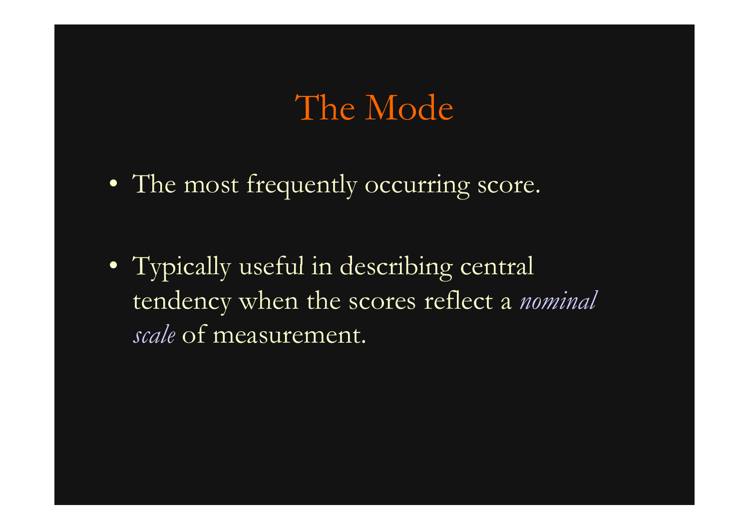# The Mode

- The most frequently occurring score.

- Typically useful in describing central tendency when the scores reflect a *nominal scale* of measurement.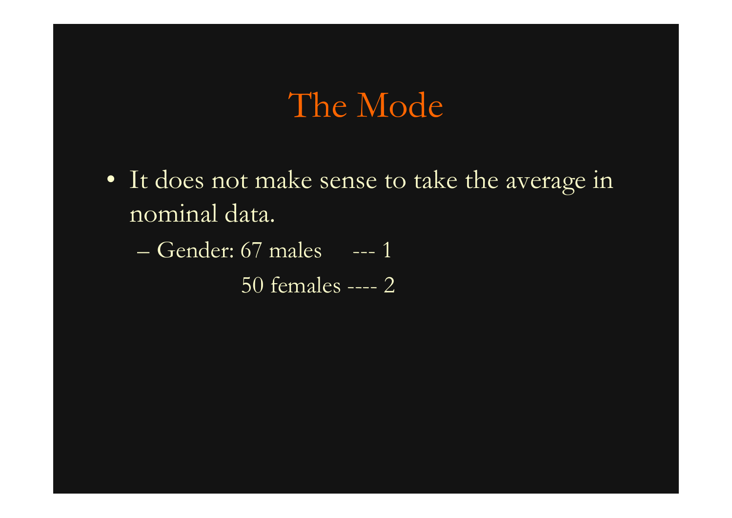# The Mode

- It does not make sense to take the average in nominal data.
  - Gender: 67 males --- 1

    50 females ---- 2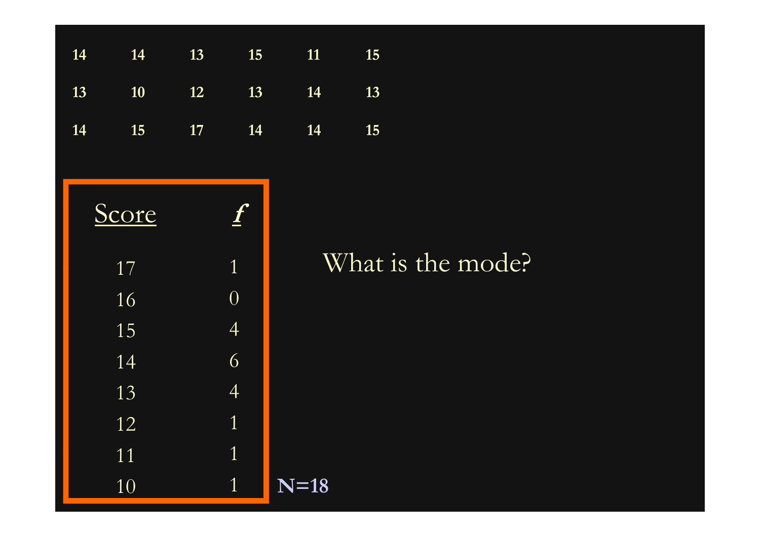| | | | | | |
|---|---|---|---|---|---|
| 14 | 14 | 13 | 15 | 11 | 15 |
| 13 | 10 | 12 | 13 | 14 | 13 |
| 14 | 15 | 17 | 14 | 14 | 15 |

| Score | *f* |
|---|---|
| 17 | 1 |
| 16 | 0 |
| 15 | 4 |
| 14 | 6 |
| 13 | 4 |
| 12 | 1 |
| 11 | 1 |
| 10 | 1 |

**N=18**

What is the mode?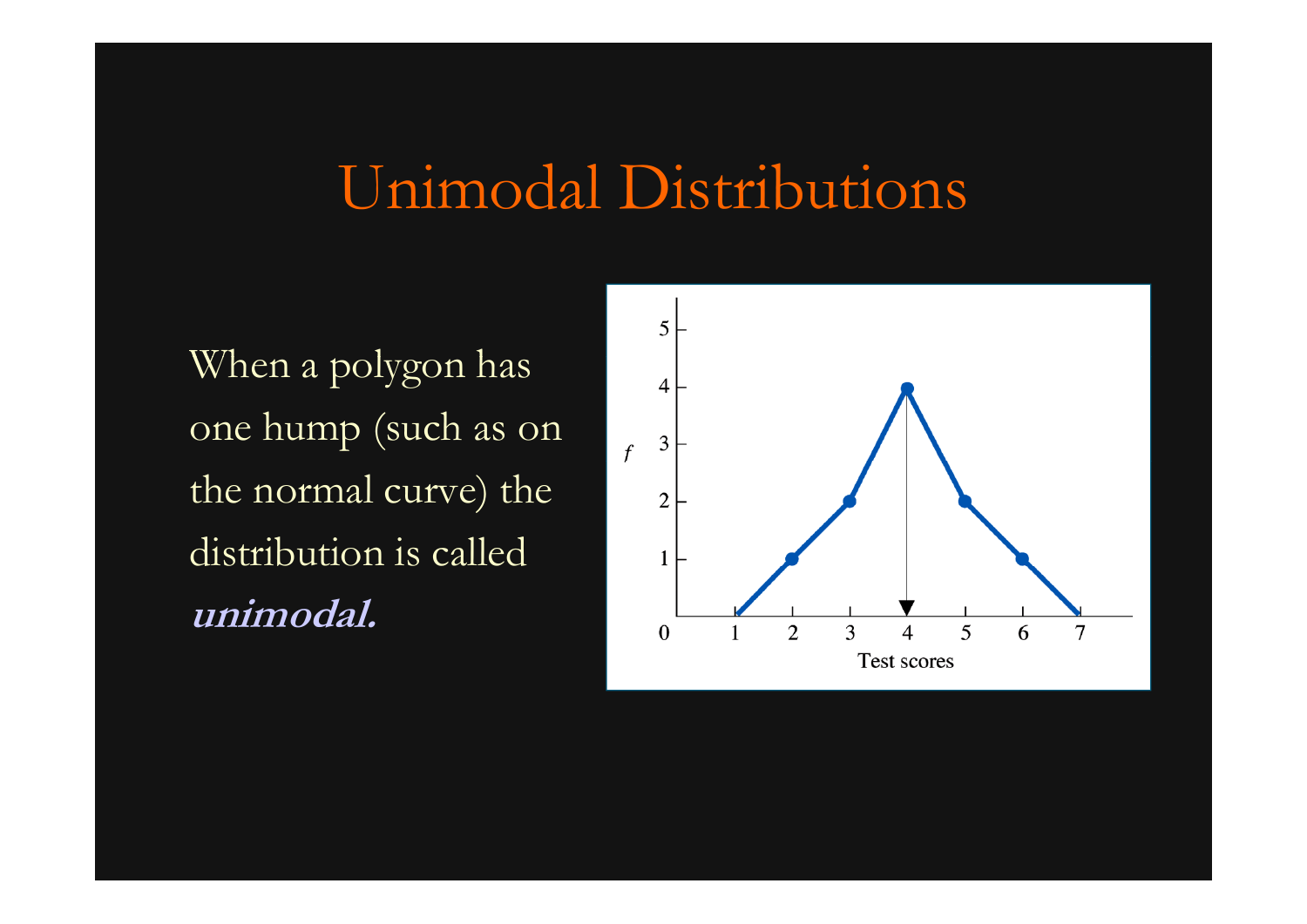# Unimodal Distributions

When a polygon has one hump (such as on the normal curve) the distribution is called ***unimodal.***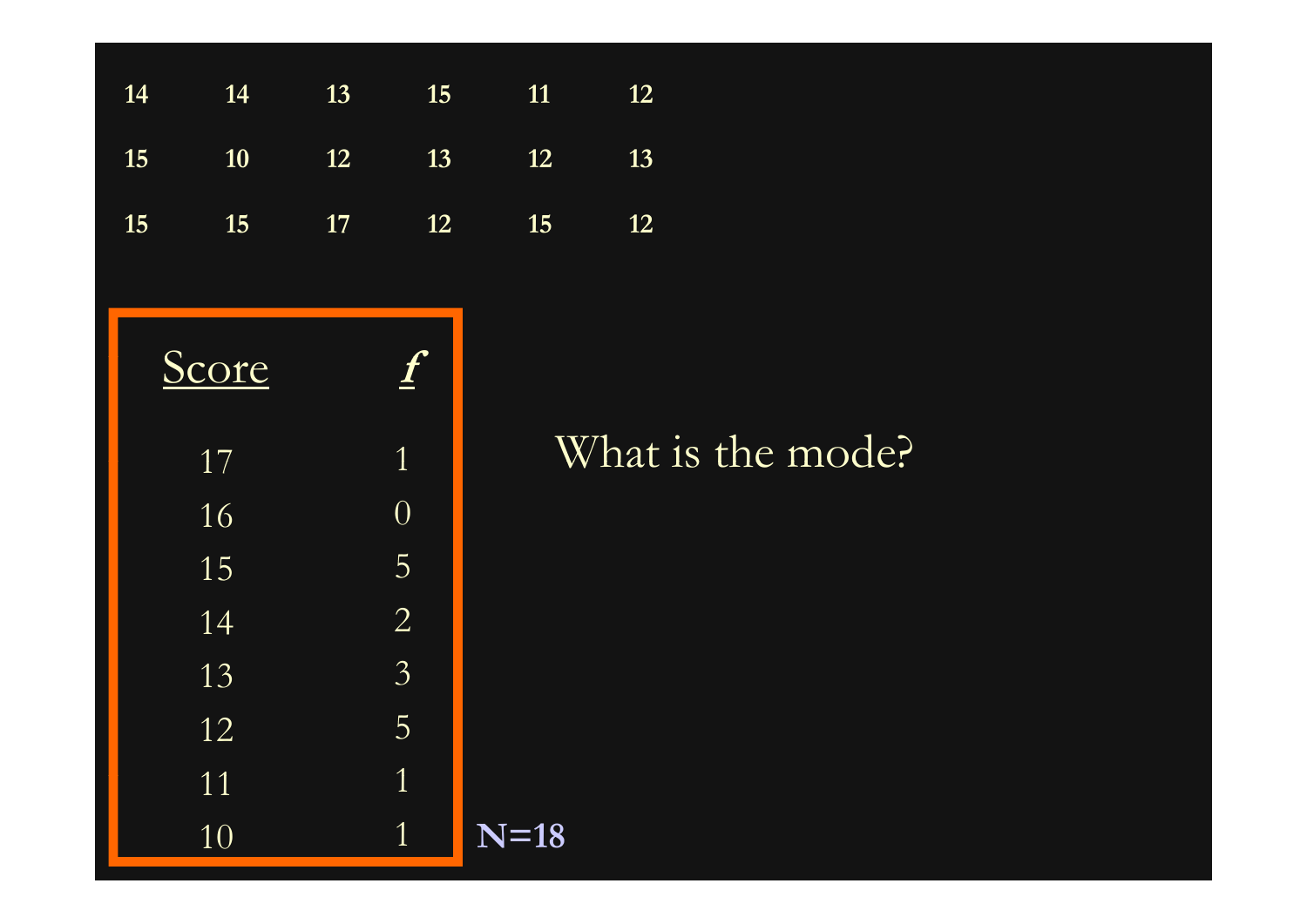| | | | | | |
|---|---|---|---|---|---|
| 14 | 14 | 13 | 15 | 11 | 12 |
| 15 | 10 | 12 | 13 | 12 | 13 |
| 15 | 15 | 17 | 12 | 15 | 12 |

| Score | ***f*** |
|---|---|
| 17 | 1 |
| 16 | 0 |
| 15 | 5 |
| 14 | 2 |
| 13 | 3 |
| 12 | 5 |
| 11 | 1 |
| 10 | 1 |

**N=18**

What is the mode?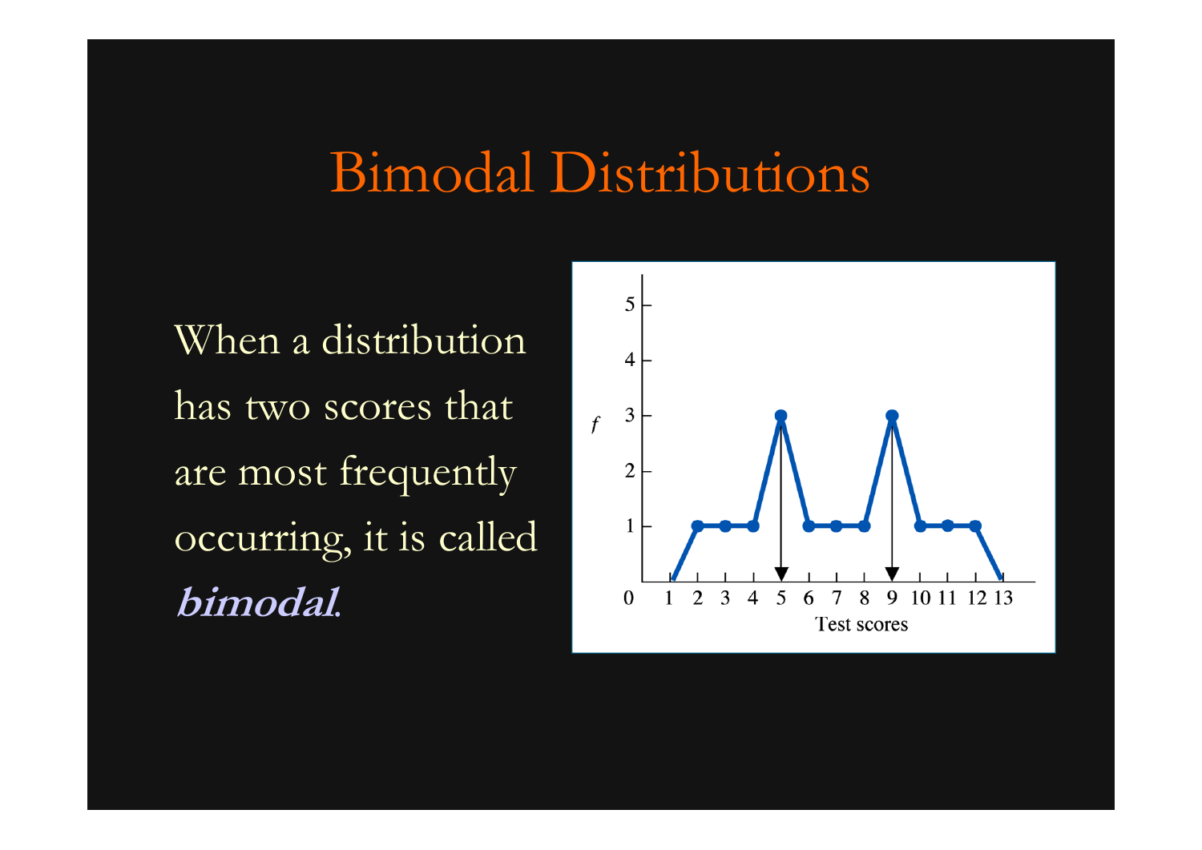# Bimodal Distributions

When a distribution has two scores that are most frequently occurring, it is called ***bimodal***.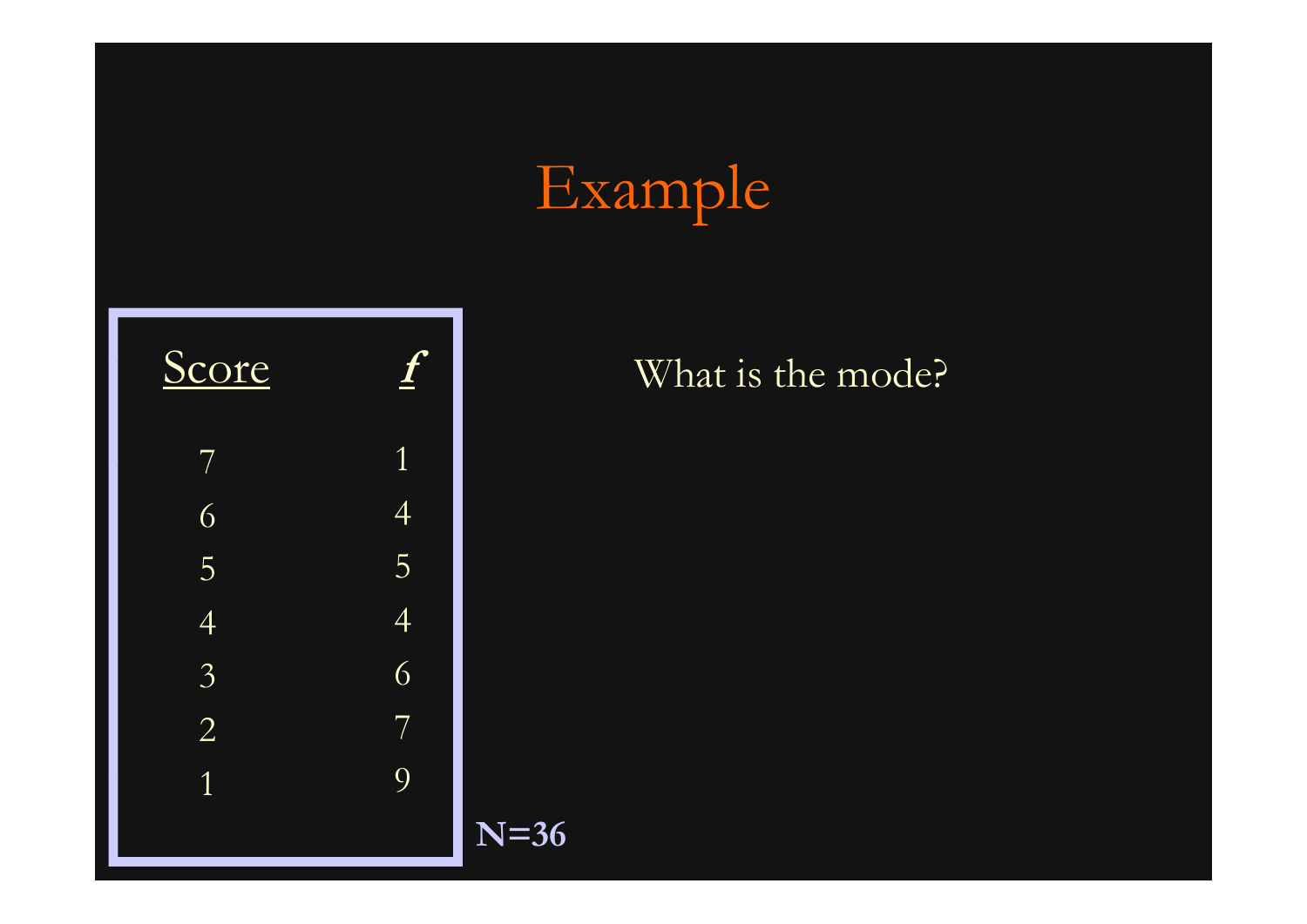# Example

| Score | *f* |
|---|---|
| 7 | 1 |
| 6 | 4 |
| 5 | 5 |
| 4 | 4 |
| 3 | 6 |
| 2 | 7 |
| 1 | 9 |

**N=36**

What is the mode?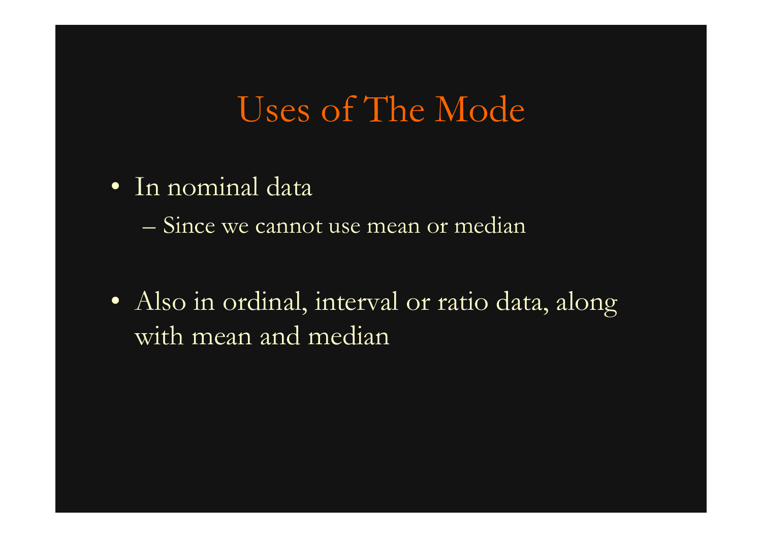# Uses of The Mode

- In nominal data
  - Since we cannot use mean or median
- Also in ordinal, interval or ratio data, along with mean and median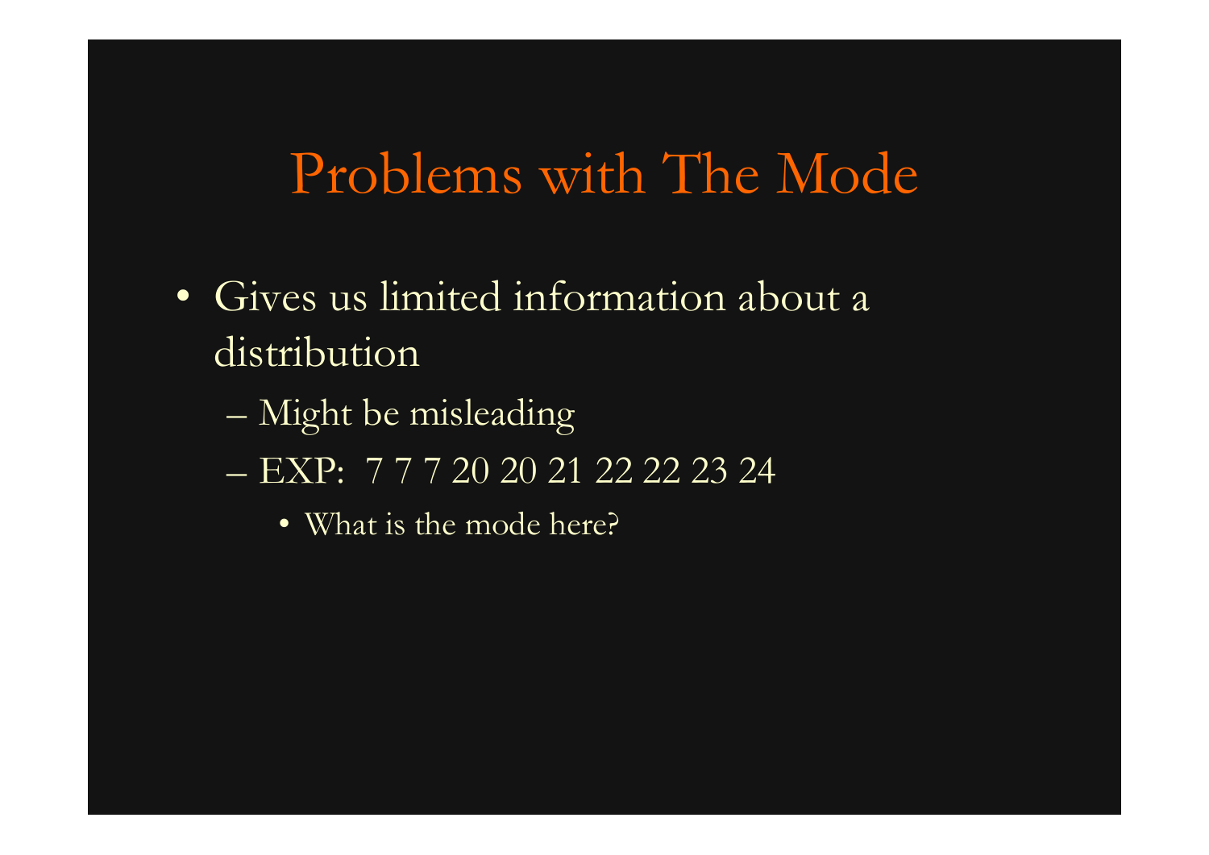# Problems with The Mode

- Gives us limited information about a distribution
  - Might be misleading
  - EXP: 7 7 7 20 20 21 22 22 23 24
    - What is the mode here?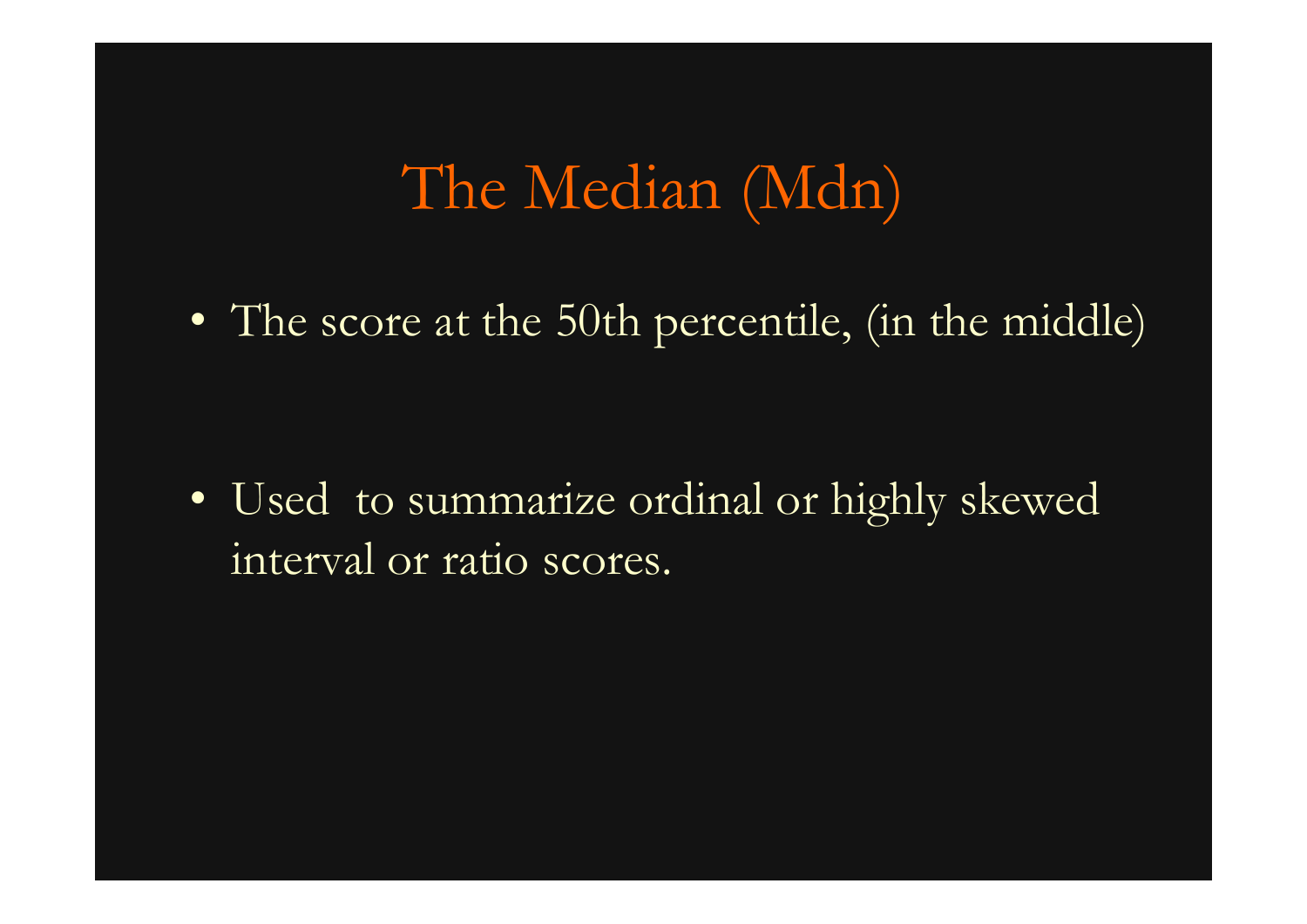# The Median (Mdn)

- The score at the 50th percentile, (in the middle)

- Used to summarize ordinal or highly skewed interval or ratio scores.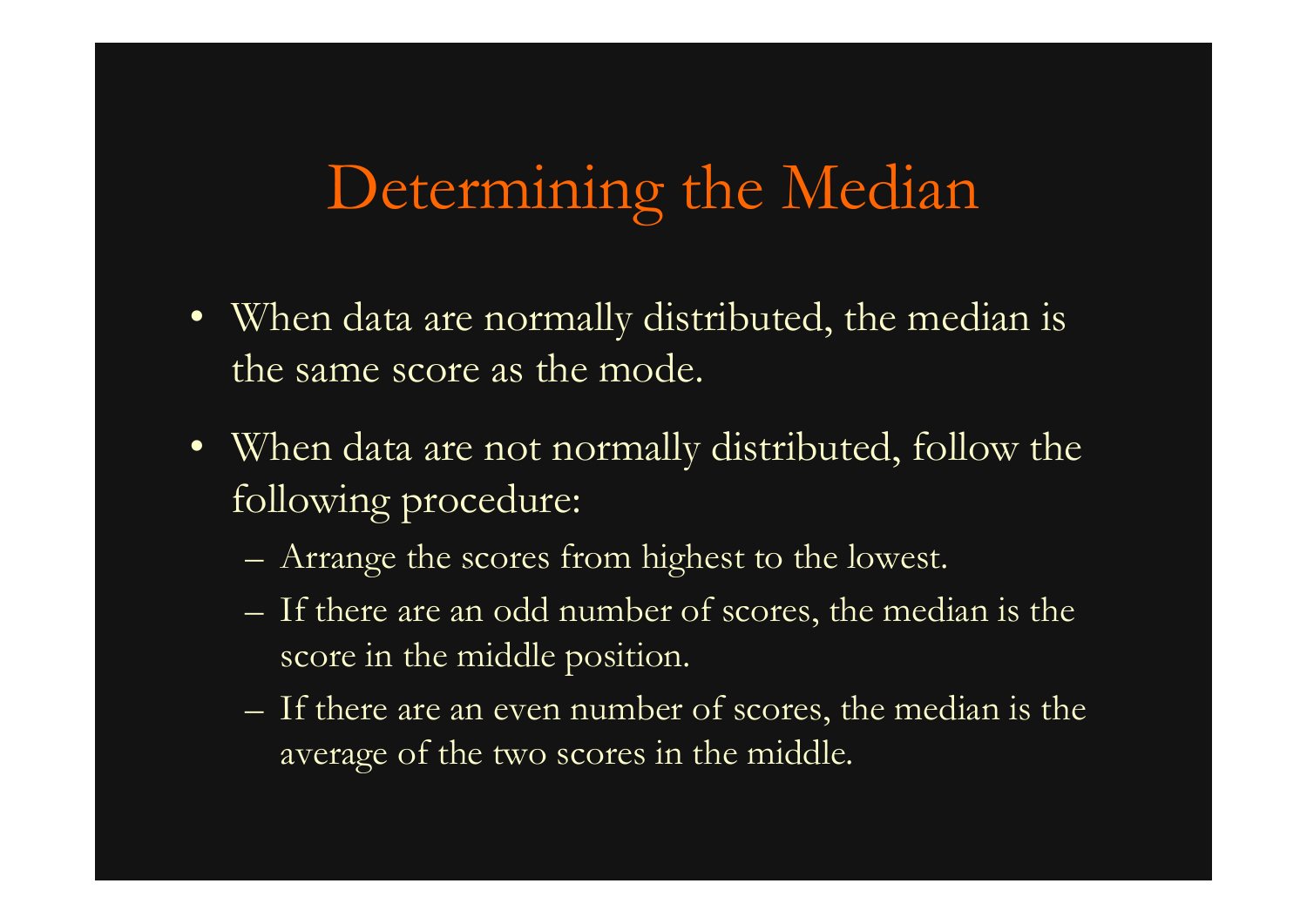# Determining the Median

- When data are normally distributed, the median is the same score as the mode.
- When data are not normally distributed, follow the following procedure:
  - Arrange the scores from highest to the lowest.
  - If there are an odd number of scores, the median is the score in the middle position.
  - If there are an even number of scores, the median is the average of the two scores in the middle.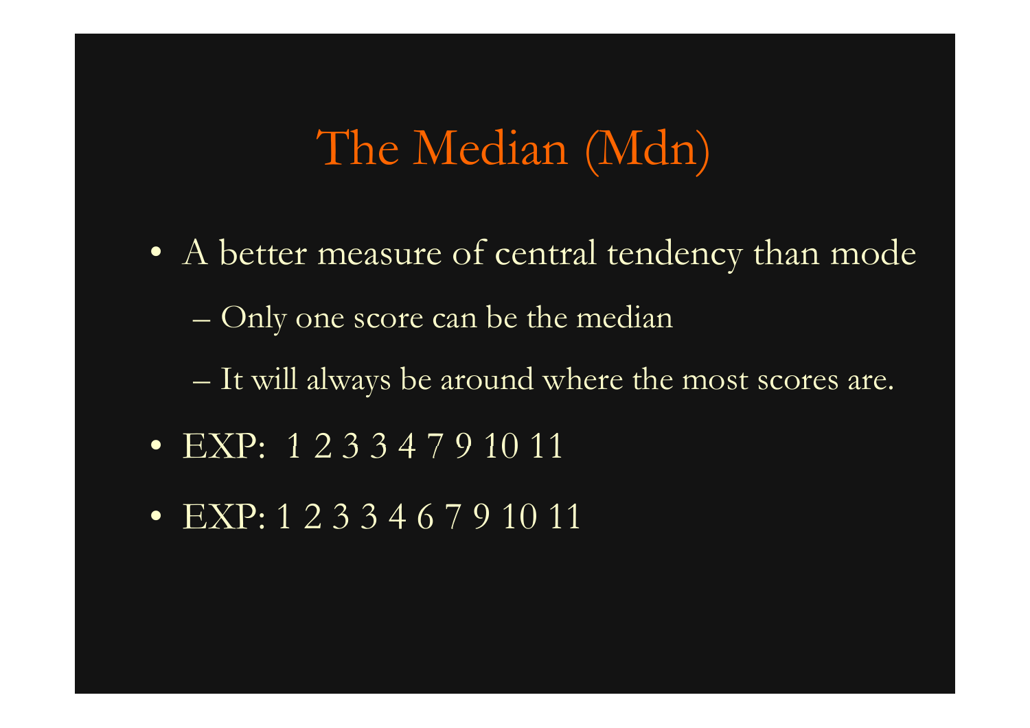# The Median (Mdn)

- A better measure of central tendency than mode
  - Only one score can be the median
  - It will always be around where the most scores are.
- EXP: 1 2 3 3 4 7 9 10 11
- EXP: 1 2 3 3 4 6 7 9 10 11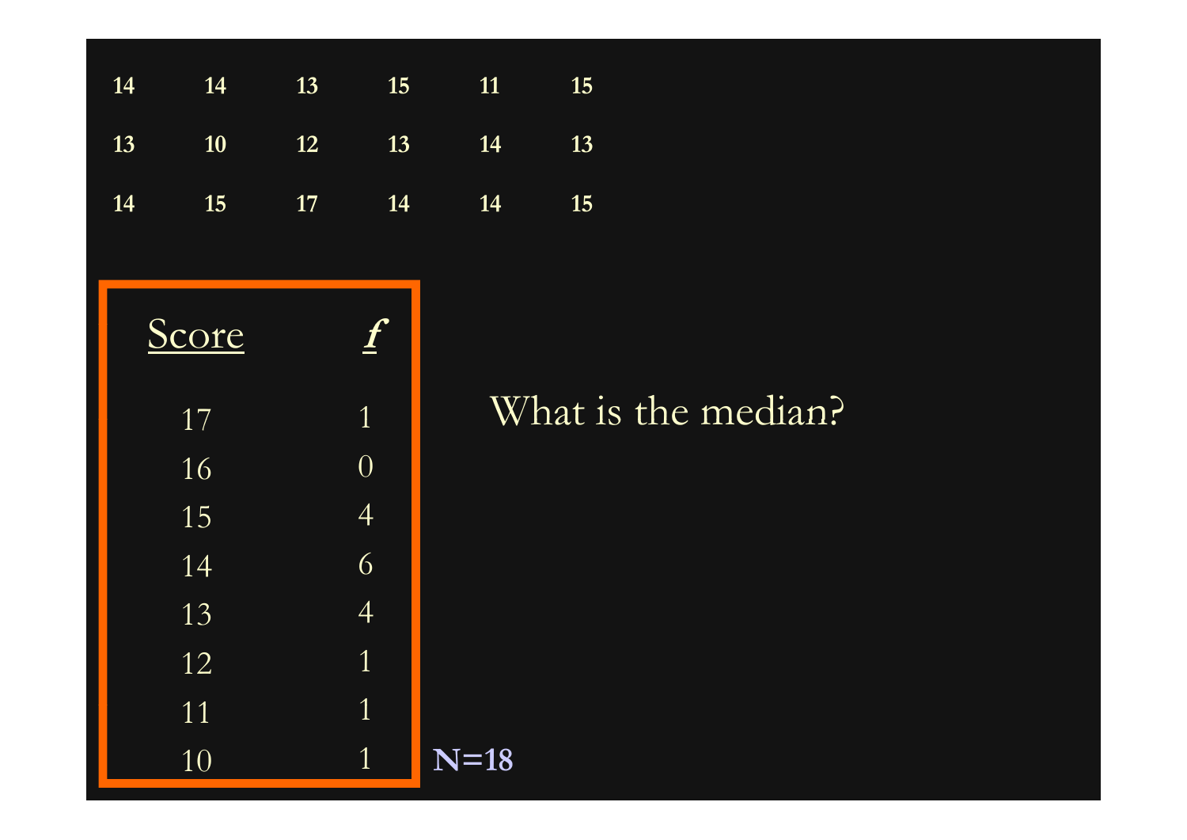| | | | | | |
|---|---|---|---|---|---|
| 14 | 14 | 13 | 15 | 11 | 15 |
| 13 | 10 | 12 | 13 | 14 | 13 |
| 14 | 15 | 17 | 14 | 14 | 15 |

| Score | *f* |
|---|---|
| 17 | 1 |
| 16 | 0 |
| 15 | 4 |
| 14 | 6 |
| 13 | 4 |
| 12 | 1 |
| 11 | 1 |
| 10 | 1 |

**N=18**

What is the median?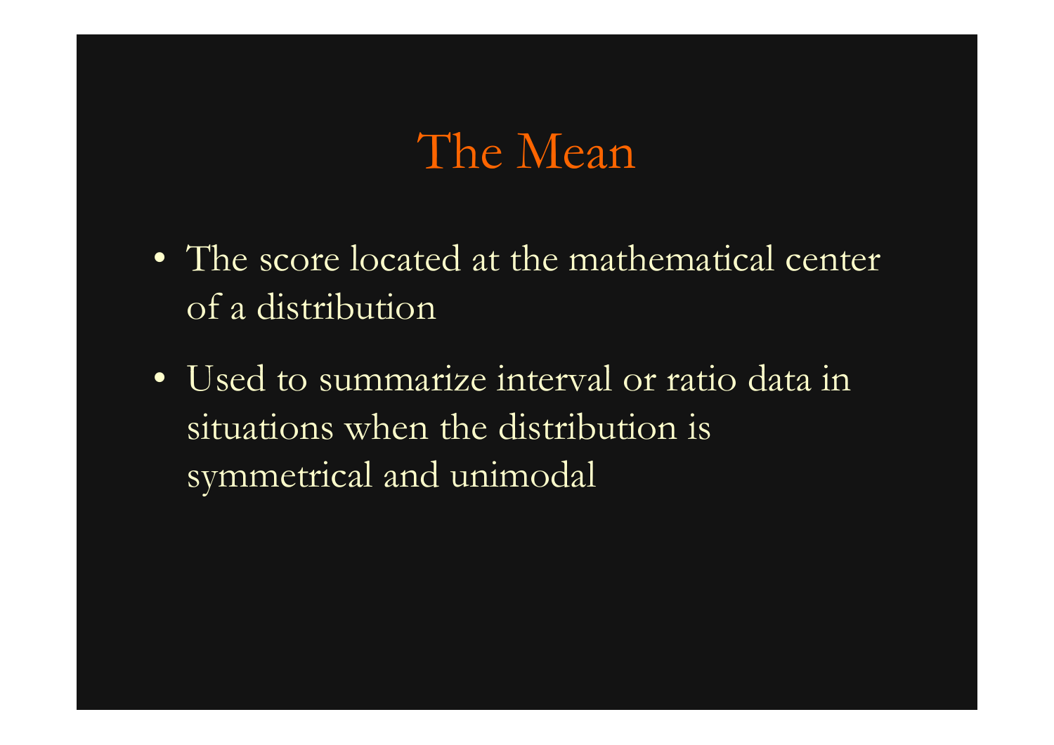# The Mean

- The score located at the mathematical center of a distribution
- Used to summarize interval or ratio data in situations when the distribution is symmetrical and unimodal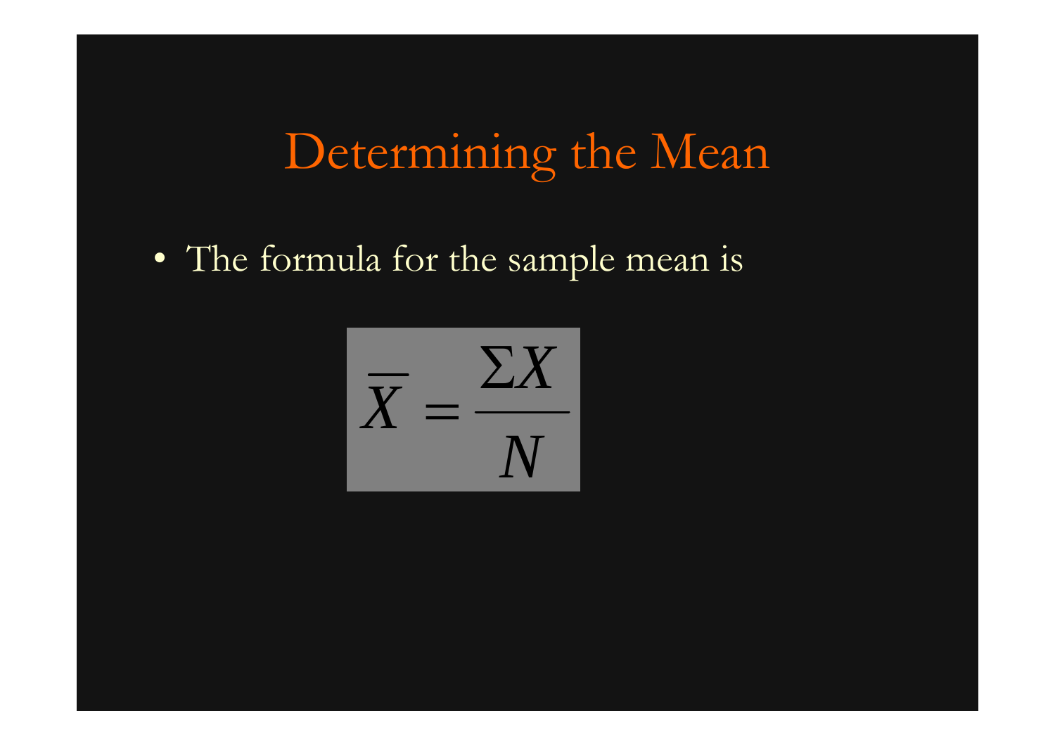# Determining the Mean

- The formula for the sample mean is

$$\overline{X} = \frac{\Sigma X}{N}$$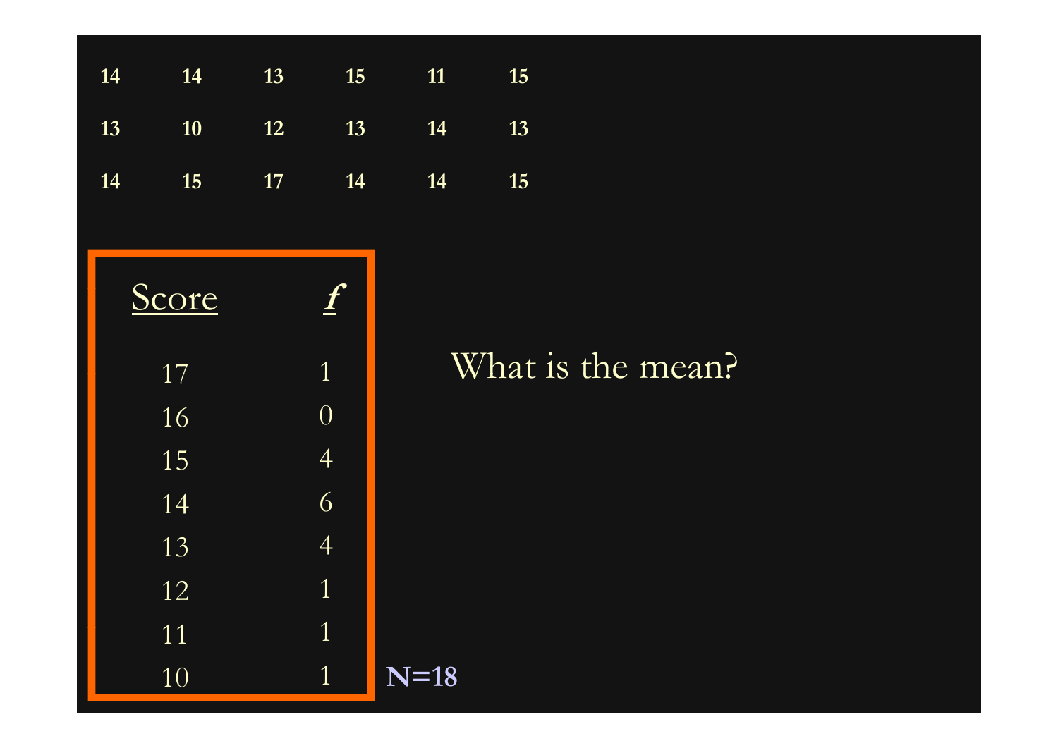| | | | | | |
|---|---|---|---|---|---|
| 14 | 14 | 13 | 15 | 11 | 15 |
| 13 | 10 | 12 | 13 | 14 | 13 |
| 14 | 15 | 17 | 14 | 14 | 15 |

| Score | *f* |
|---|---|
| 17 | 1 |
| 16 | 0 |
| 15 | 4 |
| 14 | 6 |
| 13 | 4 |
| 12 | 1 |
| 11 | 1 |
| 10 | 1 |

**N=18**

What is the mean?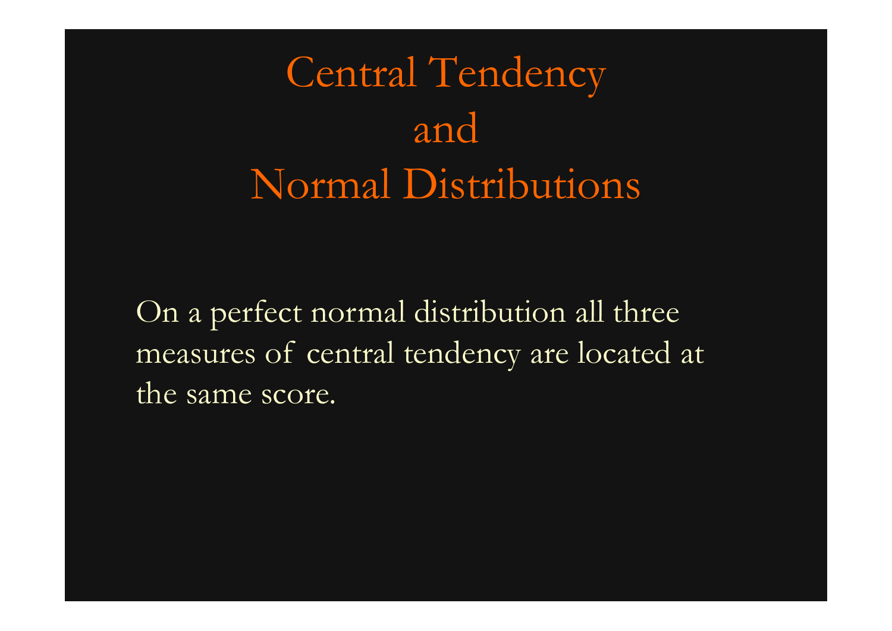# Central Tendency and Normal Distributions

On a perfect normal distribution all three measures of central tendency are located at the same score.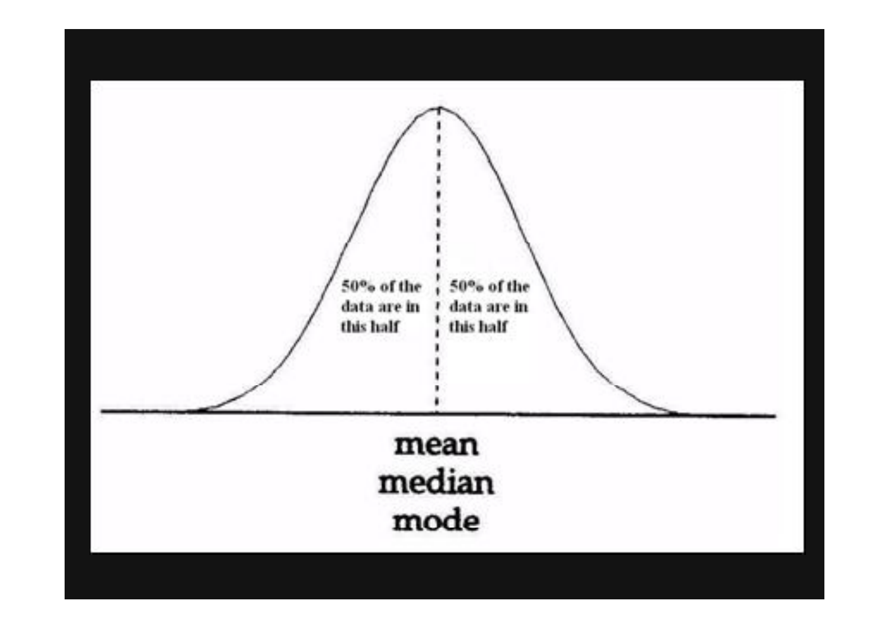50% of the data are in this half

50% of the data are in this half

mean
median
mode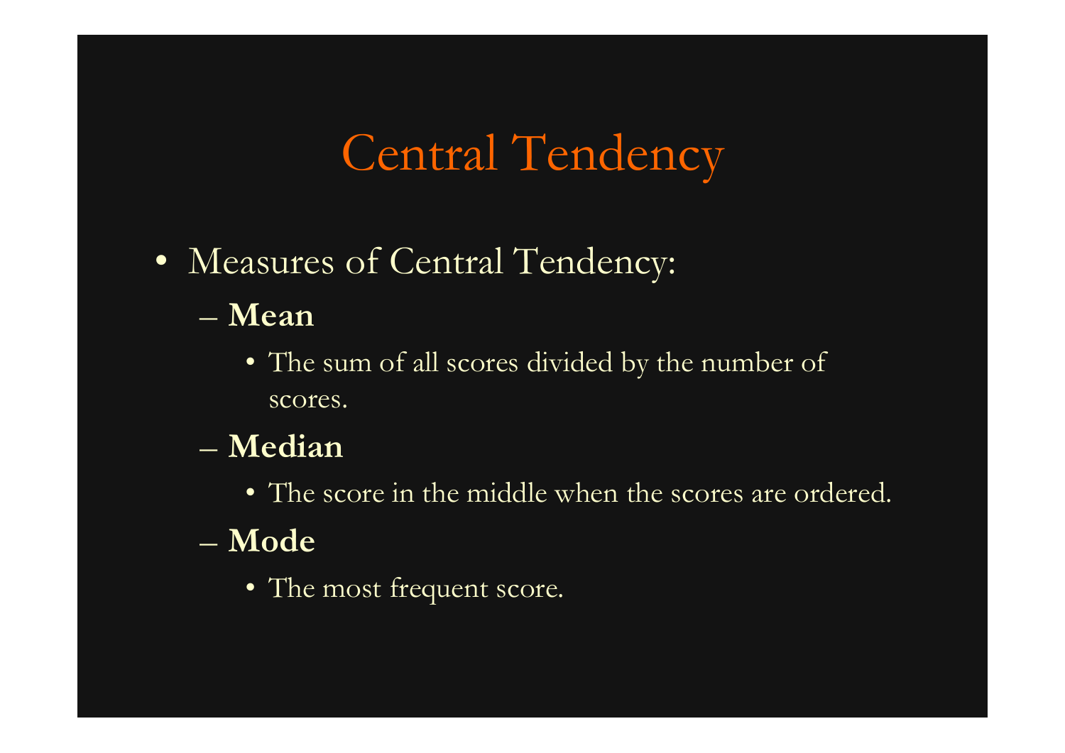# Central Tendency

- Measures of Central Tendency:
  - **Mean**
    - The sum of all scores divided by the number of scores.
  - **Median**
    - The score in the middle when the scores are ordered.
  - **Mode**
    - The most frequent score.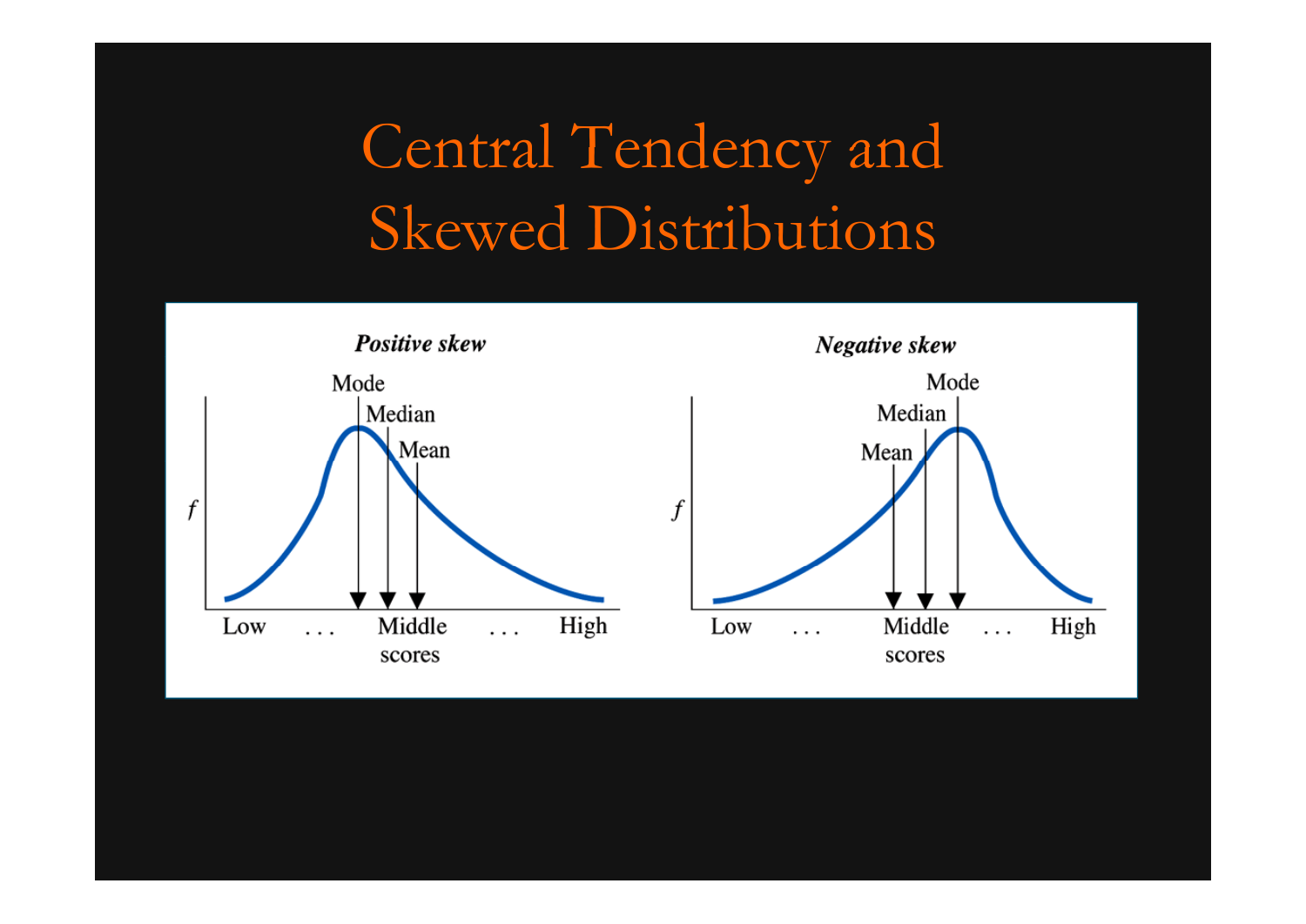# Central Tendency and Skewed Distributions

***Positive skew***

Mode

Median

Mean

$f$

Low . . . Middle scores . . . High

***Negative skew***

Mode

Median

Mean

$f$

Low . . . Middle scores . . . High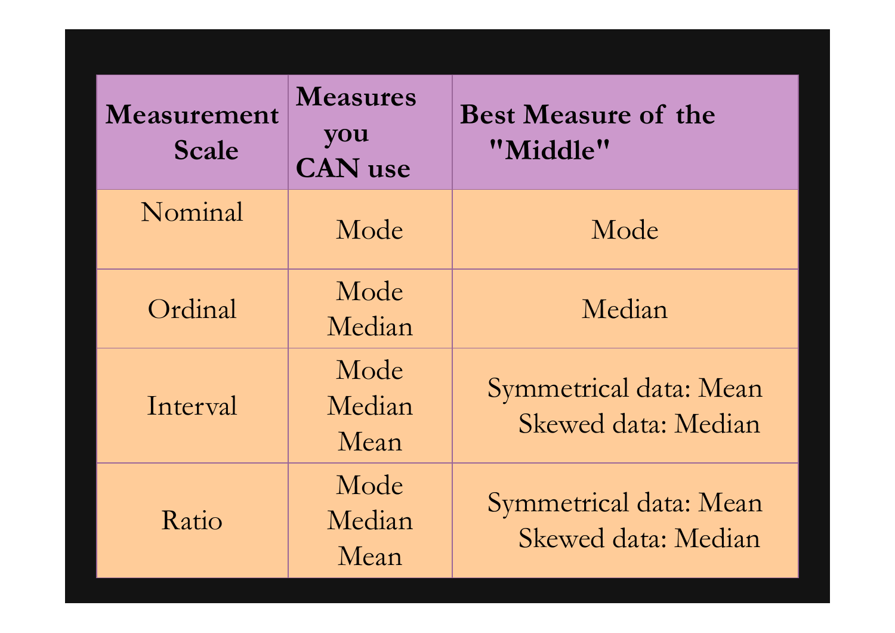| Measurement Scale | Measures you CAN use | Best Measure of the "Middle" |
| --- | --- | --- |
| Nominal | Mode | Mode |
| Ordinal | Mode<br>Median | Median |
| Interval | Mode<br>Median<br>Mean | Symmetrical data: Mean<br>Skewed data: Median |
| Ratio | Mode<br>Median<br>Mean | Symmetrical data: Mean<br>Skewed data: Median |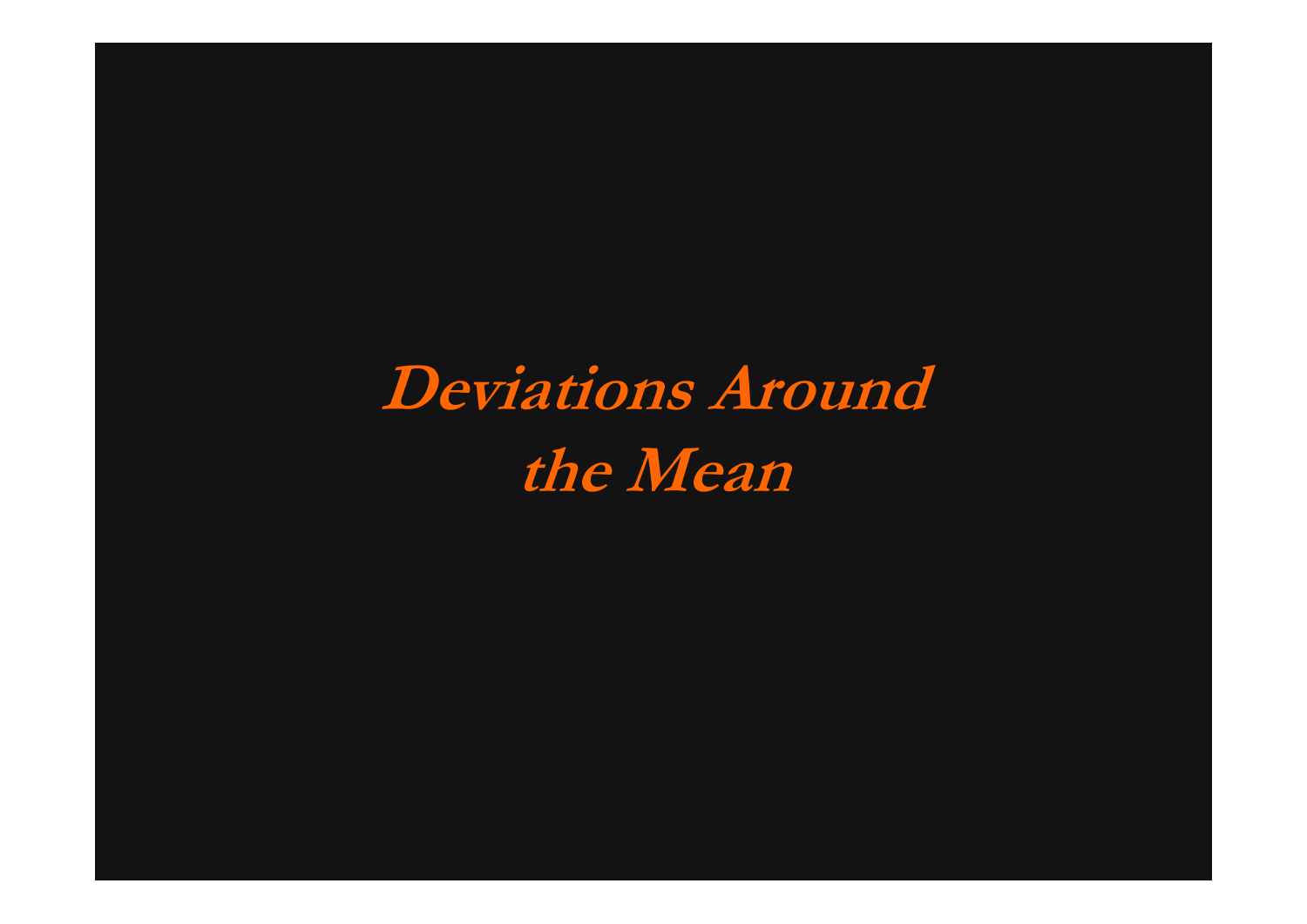# Deviations Around the Mean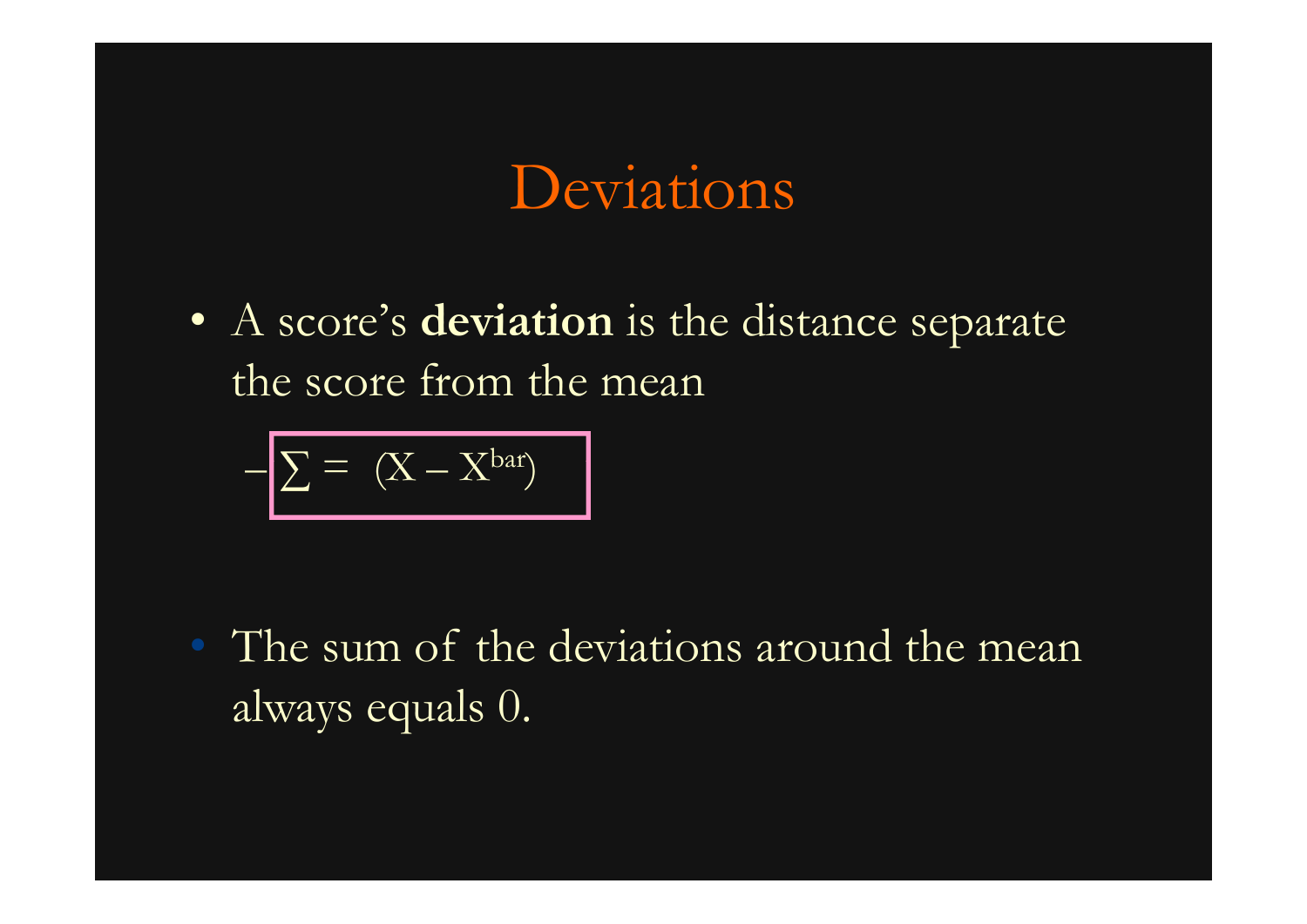# Deviations

- A score's **deviation** is the distance separate the score from the mean
  - $\sum = (X - X^{bar})$

- The sum of the deviations around the mean always equals 0.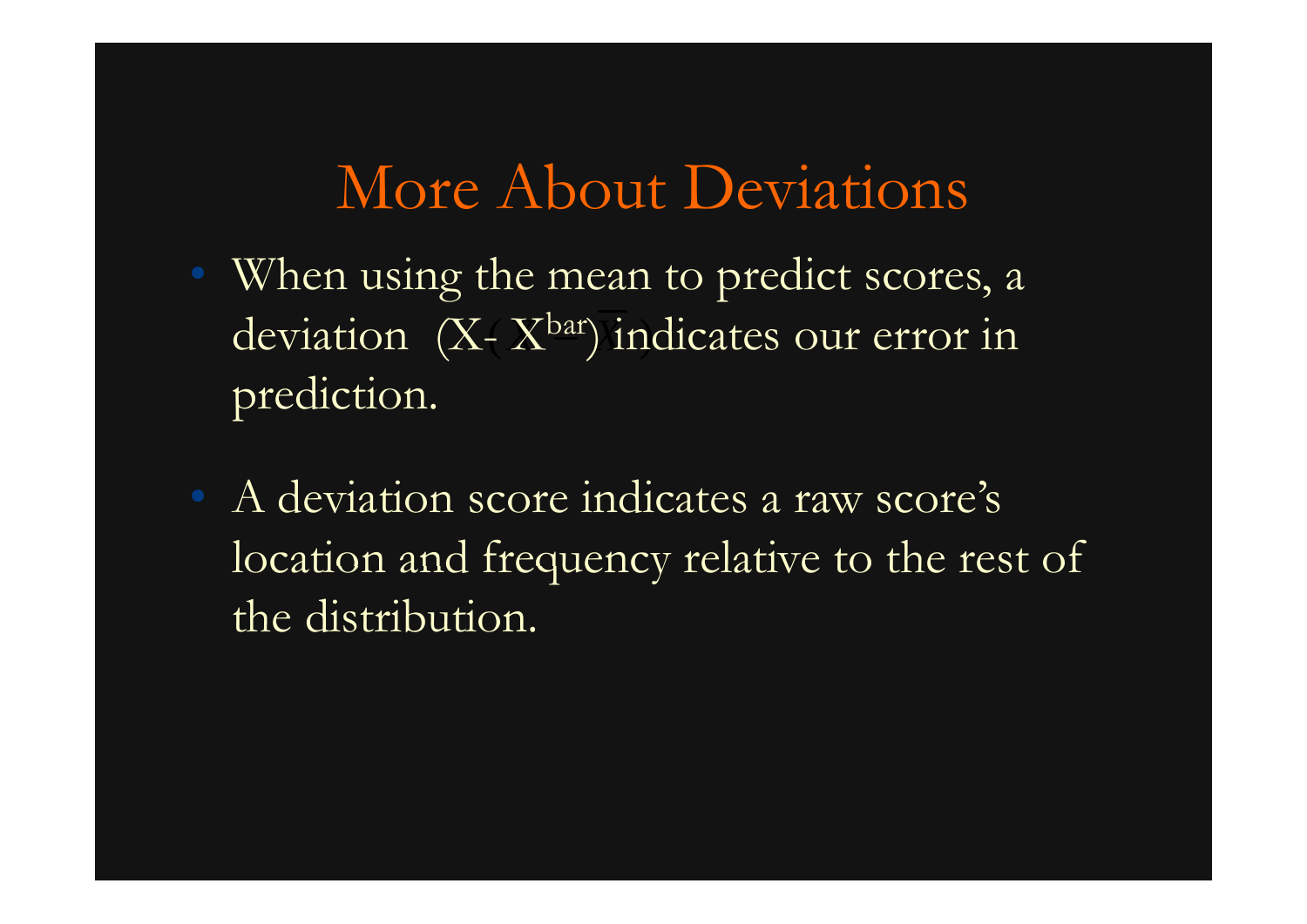# More About Deviations

- When using the mean to predict scores, a deviation $(X - \bar{X})$ indicates our error in prediction.

- A deviation score indicates a raw score's location and frequency relative to the rest of the distribution.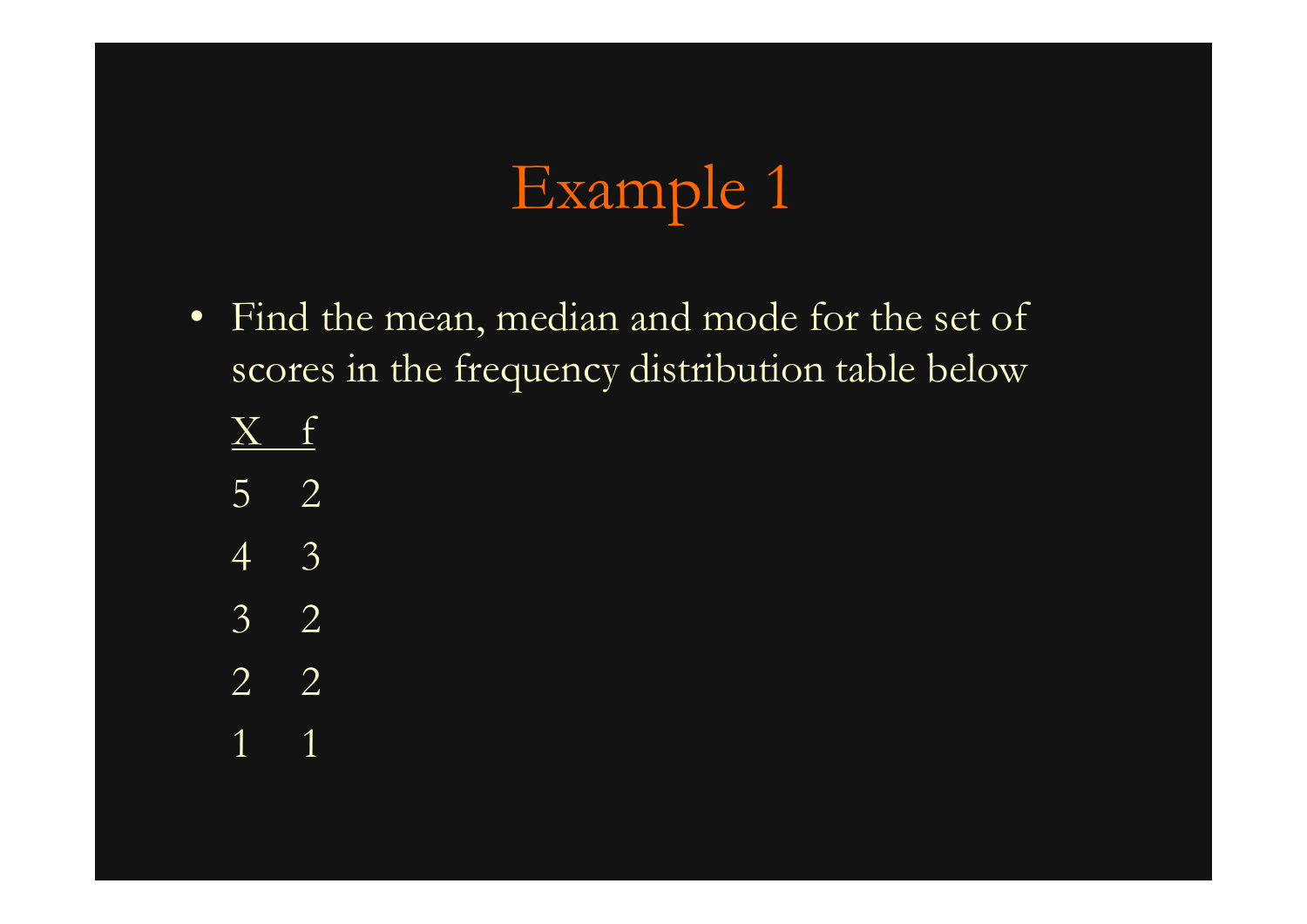# Example 1

- Find the mean, median and mode for the set of scores in the frequency distribution table below

| X | f |
|---|---|
| 5 | 2 |
| 4 | 3 |
| 3 | 2 |
| 2 | 2 |
| 1 | 1 |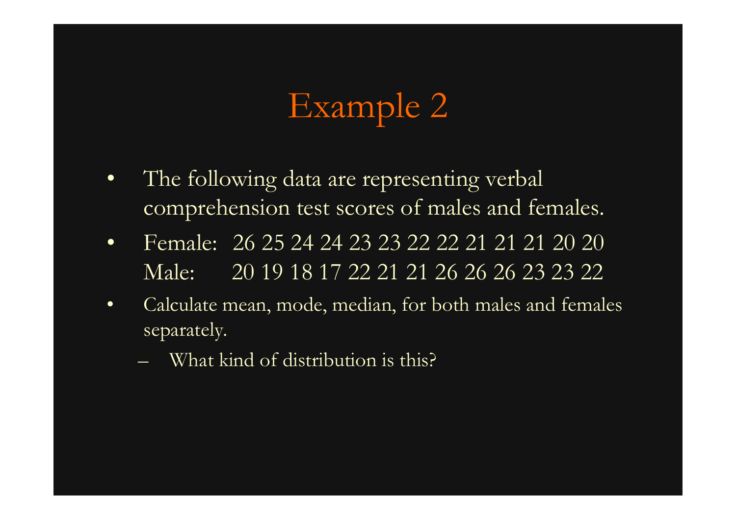# Example 2

- The following data are representing verbal comprehension test scores of males and females.
- Female: 26 25 24 24 23 23 22 22 21 21 21 20 20
  Male: 20 19 18 17 22 21 21 26 26 26 23 23 22
- Calculate mean, mode, median, for both males and females separately.
  - What kind of distribution is this?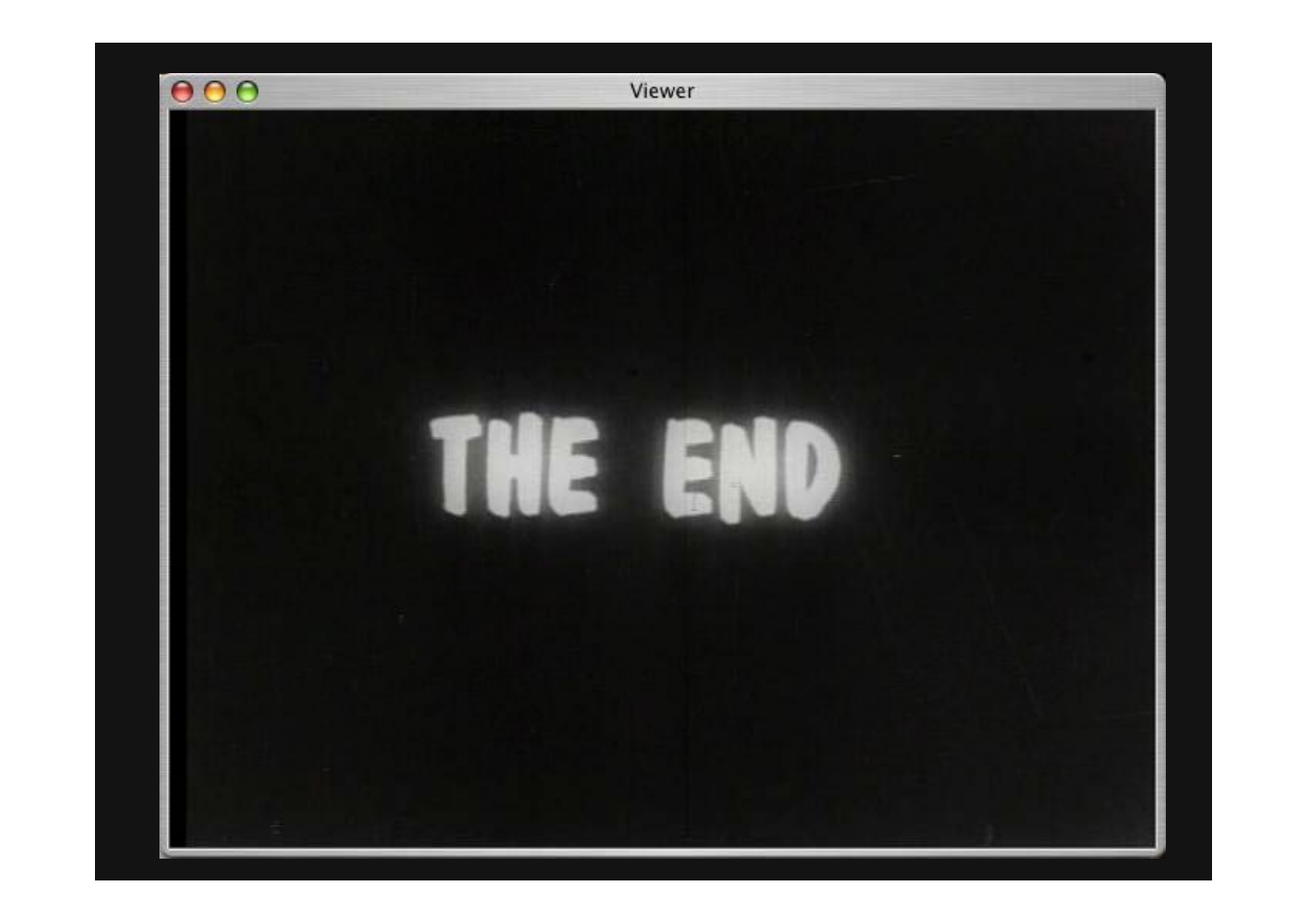Viewer

THE END